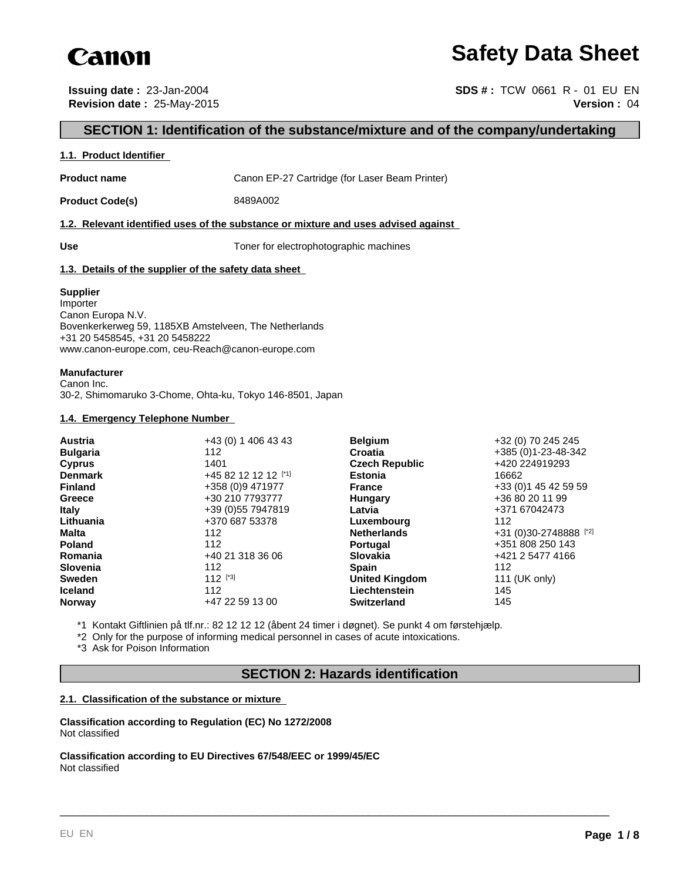Canon

# Safety Data Sheet

**Issuing date :** 23-Jan-2004
**Revision date :** 25-May-2015

**SDS # :** TCW 0661 R - 01 EU EN
**Version :** 04

## SECTION 1: Identification of the substance/mixture and of the company/undertaking

### 1.1. Product Identifier

| | |
|---|---|
| **Product name** | Canon EP-27 Cartridge (for Laser Beam Printer) |
| **Product Code(s)** | 8489A002 |

### 1.2. Relevant identified uses of the substance or mixture and uses advised against

| | |
|---|---|
| **Use** | Toner for electrophotographic machines |

### 1.3. Details of the supplier of the safety data sheet

**Supplier**
Importer
Canon Europa N.V.
Bovenkerkerweg 59, 1185XB Amstelveen, The Netherlands
+31 20 5458545, +31 20 5458222
www.canon-europe.com, ceu-Reach@canon-europe.com

**Manufacturer**
Canon Inc.
30-2, Shimomaruko 3-Chome, Ohta-ku, Tokyo 146-8501, Japan

### 1.4. Emergency Telephone Number

| | | | |
|---|---|---|---|
| **Austria** | +43 (0) 1 406 43 43 | **Belgium** | +32 (0) 70 245 245 |
| **Bulgaria** | 112 | **Croatia** | +385 (0)1-23-48-342 |
| **Cyprus** | 1401 | **Czech Republic** | +420 224919293 |
| **Denmark** | +45 82 12 12 12 [*1] | **Estonia** | 16662 |
| **Finland** | +358 (0)9 471977 | **France** | +33 (0)1 45 42 59 59 |
| **Greece** | +30 210 7793777 | **Hungary** | +36 80 20 11 99 |
| **Italy** | +39 (0)55 7947819 | **Latvia** | +371 67042473 |
| **Lithuania** | +370 687 53378 | **Luxembourg** | 112 |
| **Malta** | 112 | **Netherlands** | +31 (0)30-2748888 [*2] |
| **Poland** | 112 | **Portugal** | +351 808 250 143 |
| **Romania** | +40 21 318 36 06 | **Slovakia** | +421 2 5477 4166 |
| **Slovenia** | 112 | **Spain** | 112 |
| **Sweden** | 112 [*3] | **United Kingdom** | 111 (UK only) |
| **Iceland** | 112 | **Liechtenstein** | 145 |
| **Norway** | +47 22 59 13 00 | **Switzerland** | 145 |

*1 Kontakt Giftlinien på tlf.nr.: 82 12 12 12 (åbent 24 timer i døgnet). Se punkt 4 om førstehjælp.
*2 Only for the purpose of informing medical personnel in cases of acute intoxications.
*3 Ask for Poison Information

## SECTION 2: Hazards identification

### 2.1. Classification of the substance or mixture

**Classification according to Regulation (EC) No 1272/2008**
Not classified

**Classification according to EU Directives 67/548/EEC or 1999/45/EC**
Not classified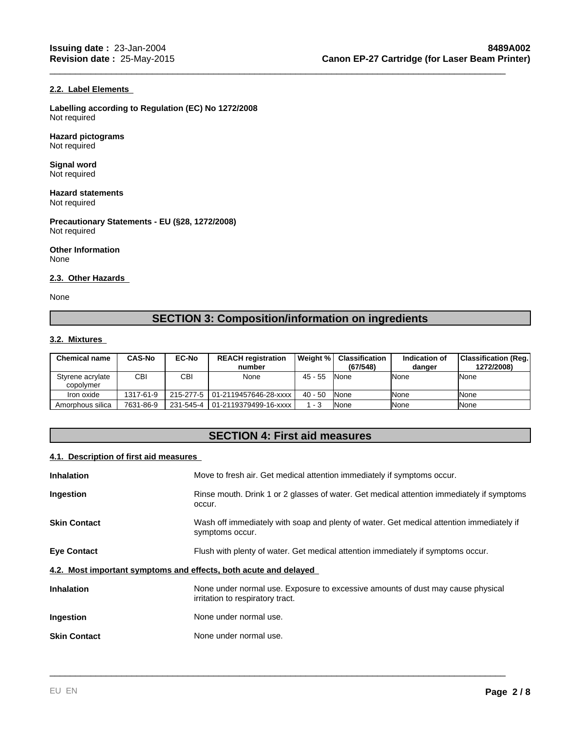### 2.2. Label Elements

**Labelling according to Regulation (EC) No 1272/2008**
Not required

**Hazard pictograms**
Not required

**Signal word**
Not required

**Hazard statements**
Not required

**Precautionary Statements - EU (§28, 1272/2008)**
Not required

**Other Information**
None

### 2.3. Other Hazards

None

## SECTION 3: Composition/information on ingredients

### 3.2. Mixtures

| Chemical name | CAS-No | EC-No | REACH registration number | Weight % | Classification (67/548) | Indication of danger | Classification (Reg. 1272/2008) |
|---|---|---|---|---|---|---|---|
| Styrene acrylate copolymer | CBI | CBI | None | 45 - 55 | None | None | None |
| Iron oxide | 1317-61-9 | 215-277-5 | 01-2119457646-28-xxxx | 40 - 50 | None | None | None |
| Amorphous silica | 7631-86-9 | 231-545-4 | 01-2119379499-16-xxxx | 1 - 3 | None | None | None |

## SECTION 4: First aid measures

### 4.1. Description of first aid measures

**Inhalation**
Move to fresh air. Get medical attention immediately if symptoms occur.

**Ingestion**
Rinse mouth. Drink 1 or 2 glasses of water. Get medical attention immediately if symptoms occur.

**Skin Contact**
Wash off immediately with soap and plenty of water. Get medical attention immediately if symptoms occur.

**Eye Contact**
Flush with plenty of water. Get medical attention immediately if symptoms occur.

### 4.2. Most important symptoms and effects, both acute and delayed

**Inhalation**
None under normal use. Exposure to excessive amounts of dust may cause physical irritation to respiratory tract.

**Ingestion**
None under normal use.

**Skin Contact**
None under normal use.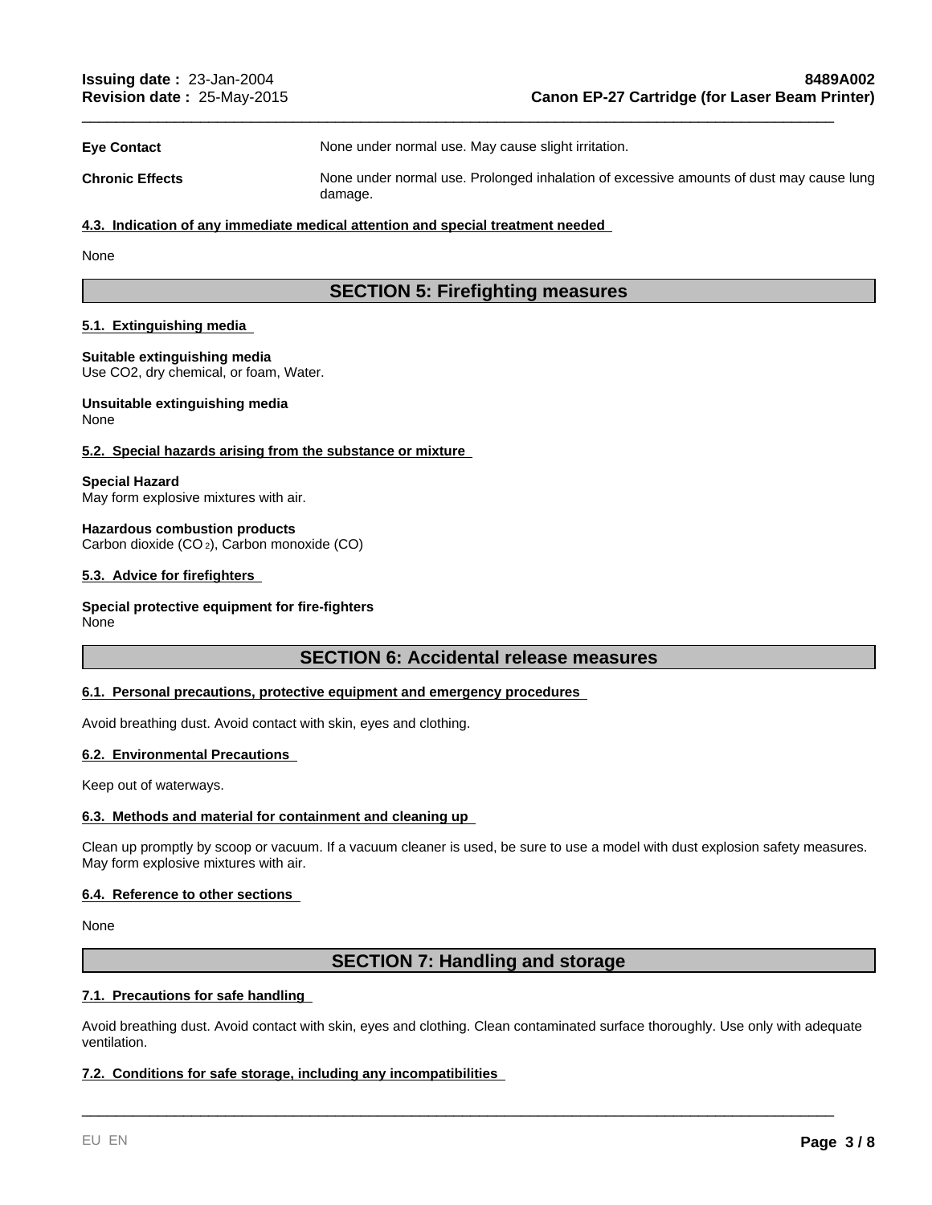**Eye Contact** None under normal use. May cause slight irritation.

**Chronic Effects** None under normal use. Prolonged inhalation of excessive amounts of dust may cause lung damage.

### 4.3. Indication of any immediate medical attention and special treatment needed

None

## SECTION 5: Firefighting measures

### 5.1. Extinguishing media

**Suitable extinguishing media**
Use CO2, dry chemical, or foam, Water.

**Unsuitable extinguishing media**
None

### 5.2. Special hazards arising from the substance or mixture

**Special Hazard**
May form explosive mixtures with air.

**Hazardous combustion products**
Carbon dioxide ($CO_2$), Carbon monoxide (CO)

### 5.3. Advice for firefighters

**Special protective equipment for fire-fighters**
None

## SECTION 6: Accidental release measures

### 6.1. Personal precautions, protective equipment and emergency procedures

Avoid breathing dust. Avoid contact with skin, eyes and clothing.

### 6.2. Environmental Precautions

Keep out of waterways.

### 6.3. Methods and material for containment and cleaning up

Clean up promptly by scoop or vacuum. If a vacuum cleaner is used, be sure to use a model with dust explosion safety measures. May form explosive mixtures with air.

### 6.4. Reference to other sections

None

## SECTION 7: Handling and storage

### 7.1. Precautions for safe handling

Avoid breathing dust. Avoid contact with skin, eyes and clothing. Clean contaminated surface thoroughly. Use only with adequate ventilation.

### 7.2. Conditions for safe storage, including any incompatibilities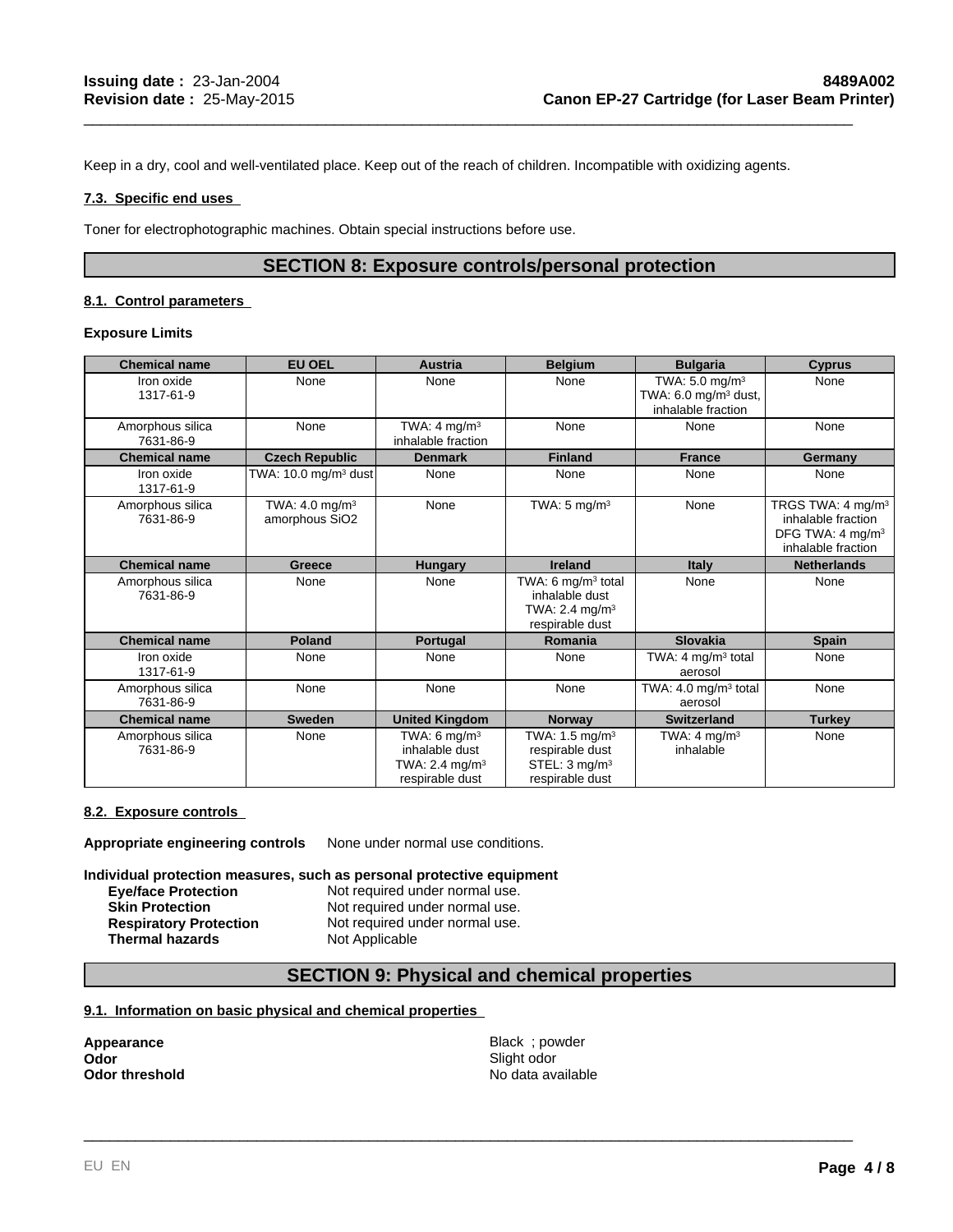Keep in a dry, cool and well-ventilated place. Keep out of the reach of children. Incompatible with oxidizing agents.

### 7.3. Specific end uses

Toner for electrophotographic machines. Obtain special instructions before use.

## SECTION 8: Exposure controls/personal protection

### 8.1. Control parameters

**Exposure Limits**

| Chemical name | EU OEL | Austria | Belgium | Bulgaria | Cyprus |
|---|---|---|---|---|---|
| Iron oxide 1317-61-9 | None | None | None | TWA: 5.0 mg/m³ TWA: 6.0 mg/m³ dust, inhalable fraction | None |
| Amorphous silica 7631-86-9 | None | TWA: 4 mg/m³ inhalable fraction | None | None | None |
| **Chemical name** | **Czech Republic** | **Denmark** | **Finland** | **France** | **Germany** |
| Iron oxide 1317-61-9 | TWA: 10.0 mg/m³ dust | None | None | None | None |
| Amorphous silica 7631-86-9 | TWA: 4.0 mg/m³ amorphous SiO2 | None | TWA: 5 mg/m³ | None | TRGS TWA: 4 mg/m³ inhalable fraction DFG TWA: 4 mg/m³ inhalable fraction |
| **Chemical name** | **Greece** | **Hungary** | **Ireland** | **Italy** | **Netherlands** |
| Amorphous silica 7631-86-9 | None | None | TWA: 6 mg/m³ total inhalable dust TWA: 2.4 mg/m³ respirable dust | None | None |
| **Chemical name** | **Poland** | **Portugal** | **Romania** | **Slovakia** | **Spain** |
| Iron oxide 1317-61-9 | None | None | None | TWA: 4 mg/m³ total aerosol | None |
| Amorphous silica 7631-86-9 | None | None | None | TWA: 4.0 mg/m³ total aerosol | None |
| **Chemical name** | **Sweden** | **United Kingdom** | **Norway** | **Switzerland** | **Turkey** |
| Amorphous silica 7631-86-9 | None | TWA: 6 mg/m³ inhalable dust TWA: 2.4 mg/m³ respirable dust | TWA: 1.5 mg/m³ respirable dust STEL: 3 mg/m³ respirable dust | TWA: 4 mg/m³ inhalable | None |

### 8.2. Exposure controls

**Appropriate engineering controls** None under normal use conditions.

**Individual protection measures, such as personal protective equipment**

**Eye/face Protection** Not required under normal use.
**Skin Protection** Not required under normal use.
**Respiratory Protection** Not required under normal use.
**Thermal hazards** Not Applicable

## SECTION 9: Physical and chemical properties

### 9.1. Information on basic physical and chemical properties

**Appearance** Black ; powder
**Odor** Slight odor
**Odor threshold** No data available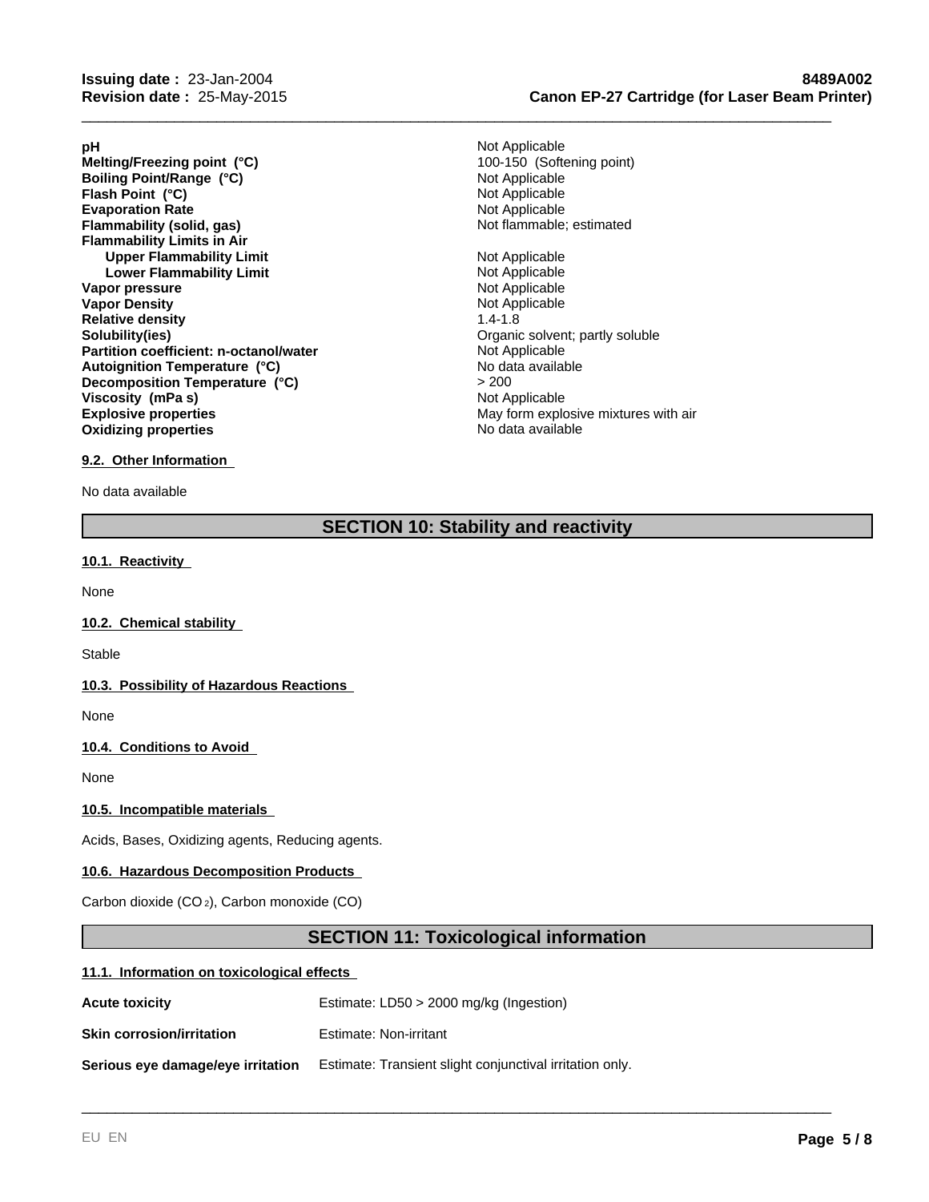| | |
|---|---|
| **pH** | Not Applicable |
| **Melting/Freezing point (°C)** | 100-150 (Softening point) |
| **Boiling Point/Range (°C)** | Not Applicable |
| **Flash Point (°C)** | Not Applicable |
| **Evaporation Rate** | Not Applicable |
| **Flammability (solid, gas)** | Not flammable; estimated |
| **Flammability Limits in Air** | |
| **Upper Flammability Limit** | Not Applicable |
| **Lower Flammability Limit** | Not Applicable |
| **Vapor pressure** | Not Applicable |
| **Vapor Density** | Not Applicable |
| **Relative density** | 1.4-1.8 |
| **Solubility(ies)** | Organic solvent; partly soluble |
| **Partition coefficient: n-octanol/water** | Not Applicable |
| **Autoignition Temperature (°C)** | No data available |
| **Decomposition Temperature (°C)** | > 200 |
| **Viscosity (mPa s)** | Not Applicable |
| **Explosive properties** | May form explosive mixtures with air |
| **Oxidizing properties** | No data available |

### 9.2. Other Information

No data available

## SECTION 10: Stability and reactivity

### 10.1. Reactivity

None

### 10.2. Chemical stability

Stable

### 10.3. Possibility of Hazardous Reactions

None

### 10.4. Conditions to Avoid

None

### 10.5. Incompatible materials

Acids, Bases, Oxidizing agents, Reducing agents.

### 10.6. Hazardous Decomposition Products

Carbon dioxide ($CO_2$), Carbon monoxide (CO)

## SECTION 11: Toxicological information

### 11.1. Information on toxicological effects

| | |
|---|---|
| **Acute toxicity** | Estimate: LD50 > 2000 mg/kg (Ingestion) |
| **Skin corrosion/irritation** | Estimate: Non-irritant |
| **Serious eye damage/eye irritation** | Estimate: Transient slight conjunctival irritation only. |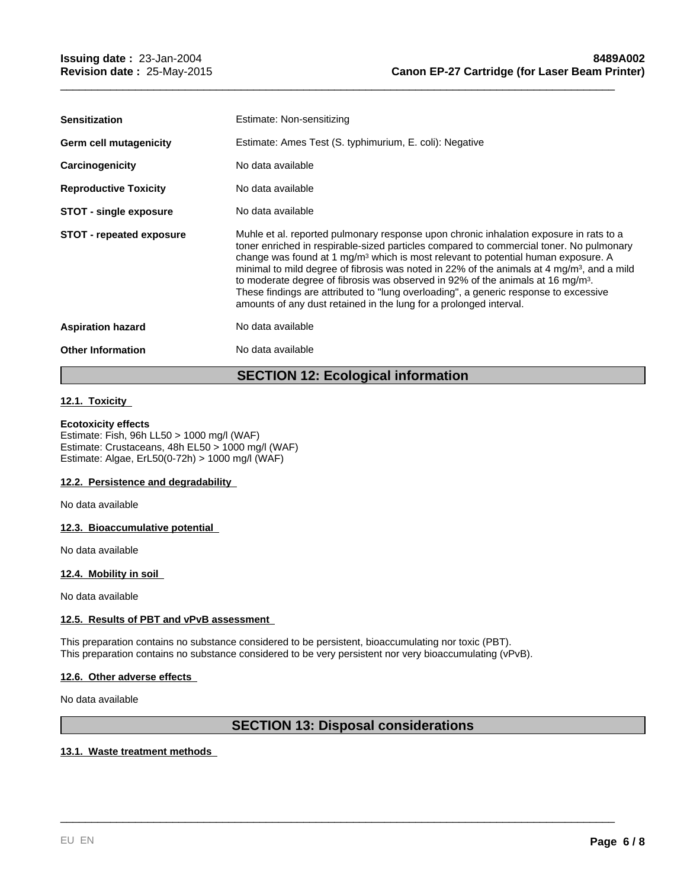| | |
|---|---|
| **Sensitization** | Estimate: Non-sensitizing |
| **Germ cell mutagenicity** | Estimate: Ames Test (S. typhimurium, E. coli): Negative |
| **Carcinogenicity** | No data available |
| **Reproductive Toxicity** | No data available |
| **STOT - single exposure** | No data available |
| **STOT - repeated exposure** | Muhle et al. reported pulmonary response upon chronic inhalation exposure in rats to a toner enriched in respirable-sized particles compared to commercial toner. No pulmonary change was found at 1 $mg/m^3$ which is most relevant to potential human exposure. A minimal to mild degree of fibrosis was noted in 22% of the animals at 4 $mg/m^3$, and a mild to moderate degree of fibrosis was observed in 92% of the animals at 16 $mg/m^3$. These findings are attributed to "lung overloading", a generic response to excessive amounts of any dust retained in the lung for a prolonged interval. |
| **Aspiration hazard** | No data available |
| **Other Information** | No data available |

## SECTION 12: Ecological information

### 12.1. Toxicity

**Ecotoxicity effects**
Estimate: Fish, 96h LL50 > 1000 mg/l (WAF)
Estimate: Crustaceans, 48h EL50 > 1000 mg/l (WAF)
Estimate: Algae, ErL50(0-72h) > 1000 mg/l (WAF)

### 12.2. Persistence and degradability

No data available

### 12.3. Bioaccumulative potential

No data available

### 12.4. Mobility in soil

No data available

### 12.5. Results of PBT and vPvB assessment

This preparation contains no substance considered to be persistent, bioaccumulating nor toxic (PBT).
This preparation contains no substance considered to be very persistent nor very bioaccumulating (vPvB).

### 12.6. Other adverse effects

No data available

## SECTION 13: Disposal considerations

### 13.1. Waste treatment methods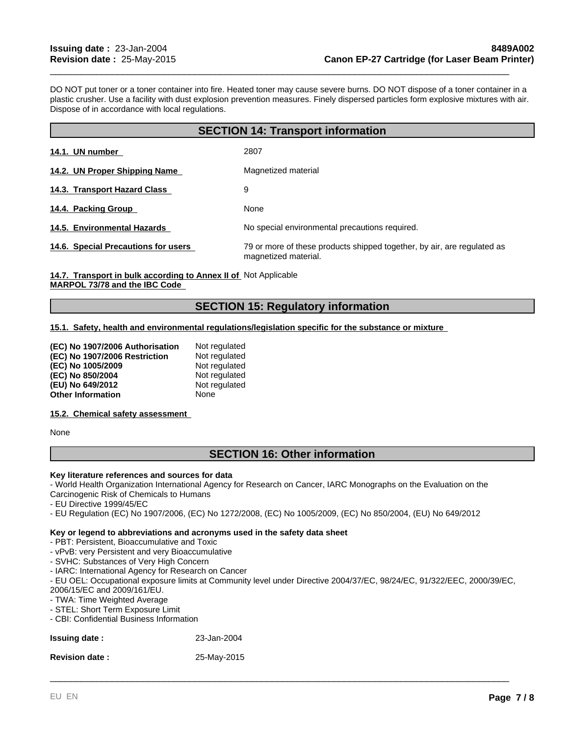DO NOT put toner or a toner container into fire. Heated toner may cause severe burns. DO NOT dispose of a toner container in a plastic crusher. Use a facility with dust explosion prevention measures. Finely dispersed particles form explosive mixtures with air. Dispose of in accordance with local regulations.

## SECTION 14: Transport information

| | |
|---|---|
| **14.1. UN number** | 2807 |
| **14.2. UN Proper Shipping Name** | Magnetized material |
| **14.3. Transport Hazard Class** | 9 |
| **14.4. Packing Group** | None |
| **14.5. Environmental Hazards** | No special environmental precautions required. |
| **14.6. Special Precautions for users** | 79 or more of these products shipped together, by air, are regulated as magnetized material. |
| **14.7. Transport in bulk according to Annex II of MARPOL 73/78 and the IBC Code** | Not Applicable |

## SECTION 15: Regulatory information

**15.1. Safety, health and environmental regulations/legislation specific for the substance or mixture**

| | |
|---|---|
| **(EC) No 1907/2006 Authorisation** | Not regulated |
| **(EC) No 1907/2006 Restriction** | Not regulated |
| **(EC) No 1005/2009** | Not regulated |
| **(EC) No 850/2004** | Not regulated |
| **(EU) No 649/2012** | Not regulated |
| **Other Information** | None |

**15.2. Chemical safety assessment**

None

## SECTION 16: Other information

**Key literature references and sources for data**

- World Health Organization International Agency for Research on Cancer, IARC Monographs on the Evaluation on the Carcinogenic Risk of Chemicals to Humans
- EU Directive 1999/45/EC
- EU Regulation (EC) No 1907/2006, (EC) No 1272/2008, (EC) No 1005/2009, (EC) No 850/2004, (EU) No 649/2012

**Key or legend to abbreviations and acronyms used in the safety data sheet**

- PBT: Persistent, Bioaccumulative and Toxic
- vPvB: very Persistent and very Bioaccumulative
- SVHC: Substances of Very High Concern
- IARC: International Agency for Research on Cancer
- EU OEL: Occupational exposure limits at Community level under Directive 2004/37/EC, 98/24/EC, 91/322/EEC, 2000/39/EC, 2006/15/EC and 2009/161/EU.
- TWA: Time Weighted Average
- STEL: Short Term Exposure Limit
- CBI: Confidential Business Information

| | |
|---|---|
| **Issuing date :** | 23-Jan-2004 |
| **Revision date :** | 25-May-2015 |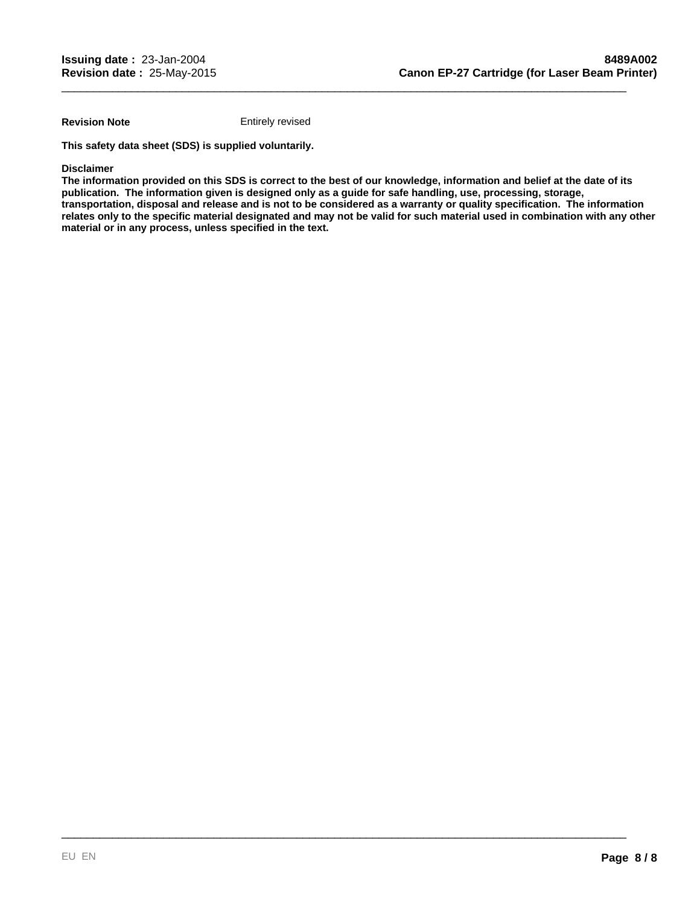**Revision Note** Entirely revised

**This safety data sheet (SDS) is supplied voluntarily.**

**Disclaimer**

**The information provided on this SDS is correct to the best of our knowledge, information and belief at the date of its publication. The information given is designed only as a guide for safe handling, use, processing, storage, transportation, disposal and release and is not to be considered as a warranty or quality specification. The information relates only to the specific material designated and may not be valid for such material used in combination with any other material or in any process, unless specified in the text.**